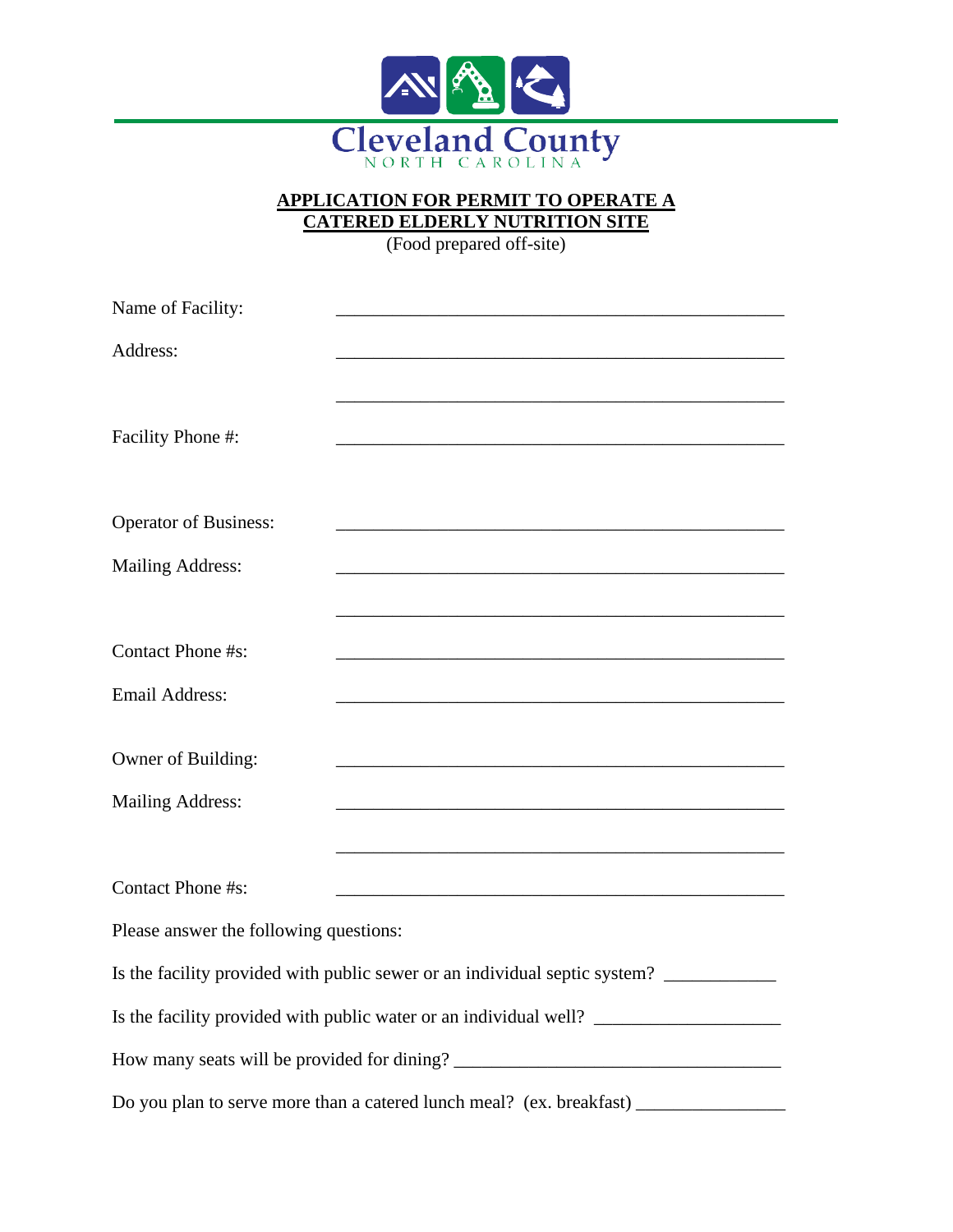# Cleveland County
NORTH CAROLINA

## APPLICATION FOR PERMIT TO OPERATE A CATERED ELDERLY NUTRITION SITE

(Food prepared off-site)

Name of Facility: ______________________________________________

Address: ______________________________________________

______________________________________________

Facility Phone #: ______________________________________________

Operator of Business: ______________________________________________

Mailing Address: ______________________________________________

______________________________________________

Contact Phone #s: ______________________________________________

Email Address: ______________________________________________

Owner of Building: ______________________________________________

Mailing Address: ______________________________________________

______________________________________________

Contact Phone #s: ______________________________________________

Please answer the following questions:

Is the facility provided with public sewer or an individual septic system? ____________

Is the facility provided with public water or an individual well? ____________________

How many seats will be provided for dining? ___________________________________

Do you plan to serve more than a catered lunch meal? (ex. breakfast) ________________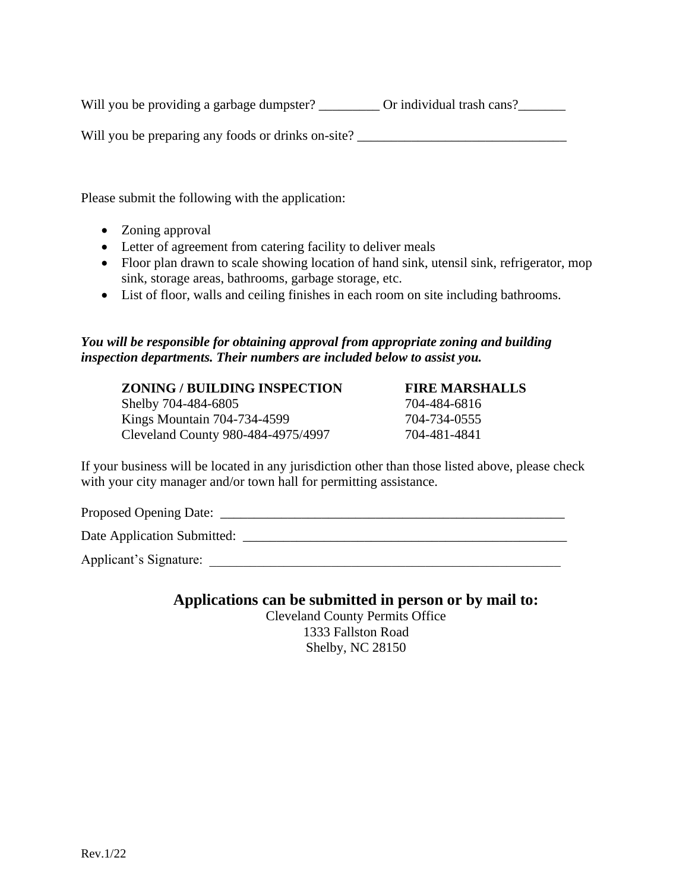Will you be providing a garbage dumpster? _________ Or individual trash cans?_______

Will you be preparing any foods or drinks on-site? _______________________________

Please submit the following with the application:

- Zoning approval
- Letter of agreement from catering facility to deliver meals
- Floor plan drawn to scale showing location of hand sink, utensil sink, refrigerator, mop sink, storage areas, bathrooms, garbage storage, etc.
- List of floor, walls and ceiling finishes in each room on site including bathrooms.

***You will be responsible for obtaining approval from appropriate zoning and building inspection departments. Their numbers are included below to assist you.***

| **ZONING / BUILDING INSPECTION** | **FIRE MARSHALLS** |
|---|---|
| Shelby 704-484-6805 | 704-484-6816 |
| Kings Mountain 704-734-4599 | 704-734-0555 |
| Cleveland County 980-484-4975/4997 | 704-481-4841 |

If your business will be located in any jurisdiction other than those listed above, please check with your city manager and/or town hall for permitting assistance.

Proposed Opening Date: ________________________________________________

Date Application Submitted: _____________________________________________

Applicant's Signature: _________________________________________________

## Applications can be submitted in person or by mail to:

Cleveland County Permits Office
1333 Fallston Road
Shelby, NC 28150

Rev.1/22